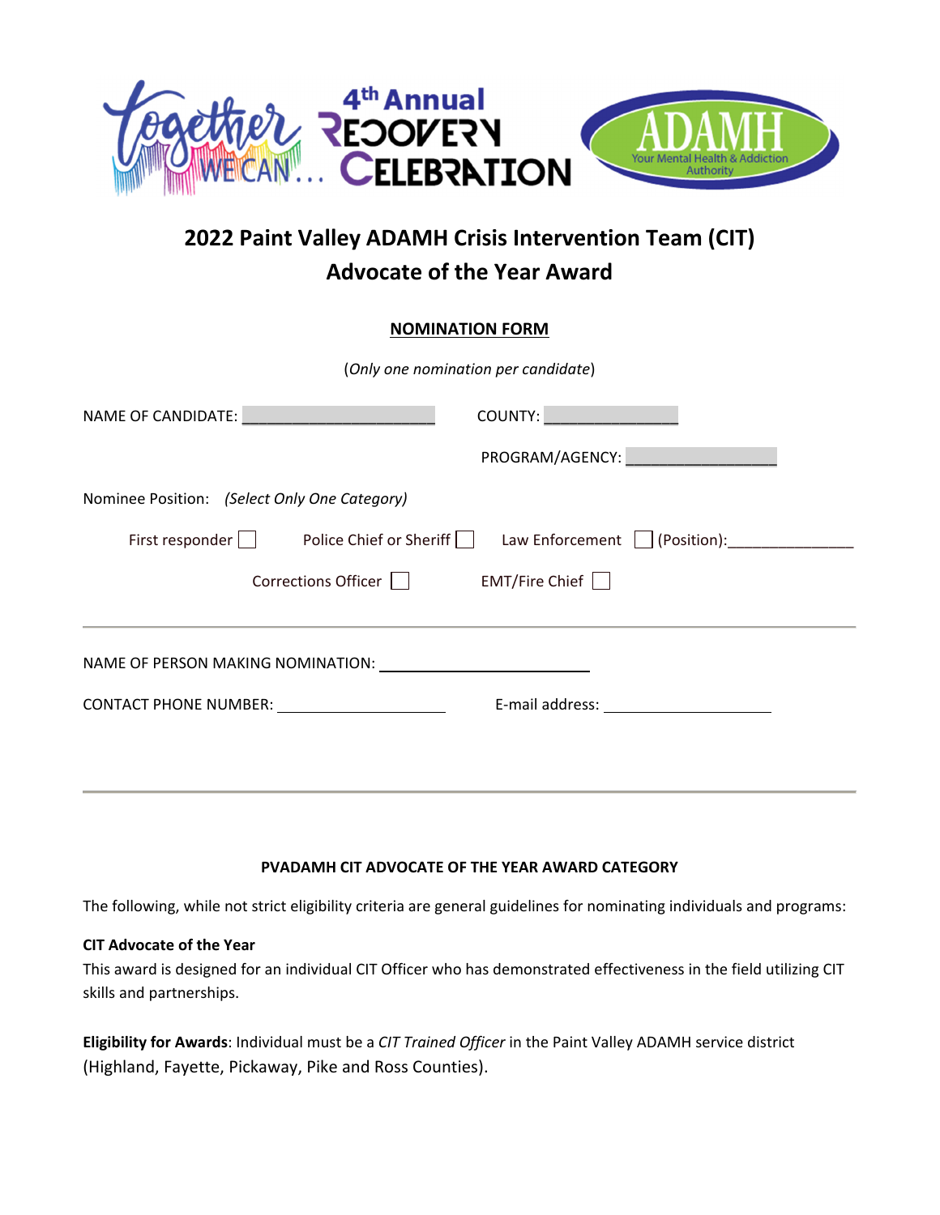Together WE CAN... 4th Annual RECOVERY CELEBRATION

ADAMH Your Mental Health & Addiction Authority

# 2022 Paint Valley ADAMH Crisis Intervention Team (CIT) Advocate of the Year Award

**NOMINATION FORM**

(*Only one nomination per candidate*)

NAME OF CANDIDATE: ______________________ COUNTY: _______________

PROGRAM/AGENCY: _________________

Nominee Position: *(Select Only One Category)*

First responder ☐ Police Chief or Sheriff ☐ Law Enforcement ☐ (Position):_______________

Corrections Officer ☐ EMT/Fire Chief ☐

---

NAME OF PERSON MAKING NOMINATION: _________________________

CONTACT PHONE NUMBER: ____________________ E-mail address: ____________________

---

**PVADAMH CIT ADVOCATE OF THE YEAR AWARD CATEGORY**

The following, while not strict eligibility criteria are general guidelines for nominating individuals and programs:

**CIT Advocate of the Year**

This award is designed for an individual CIT Officer who has demonstrated effectiveness in the field utilizing CIT skills and partnerships.

**Eligibility for Awards**: Individual must be a *CIT Trained Officer* in the Paint Valley ADAMH service district (Highland, Fayette, Pickaway, Pike and Ross Counties).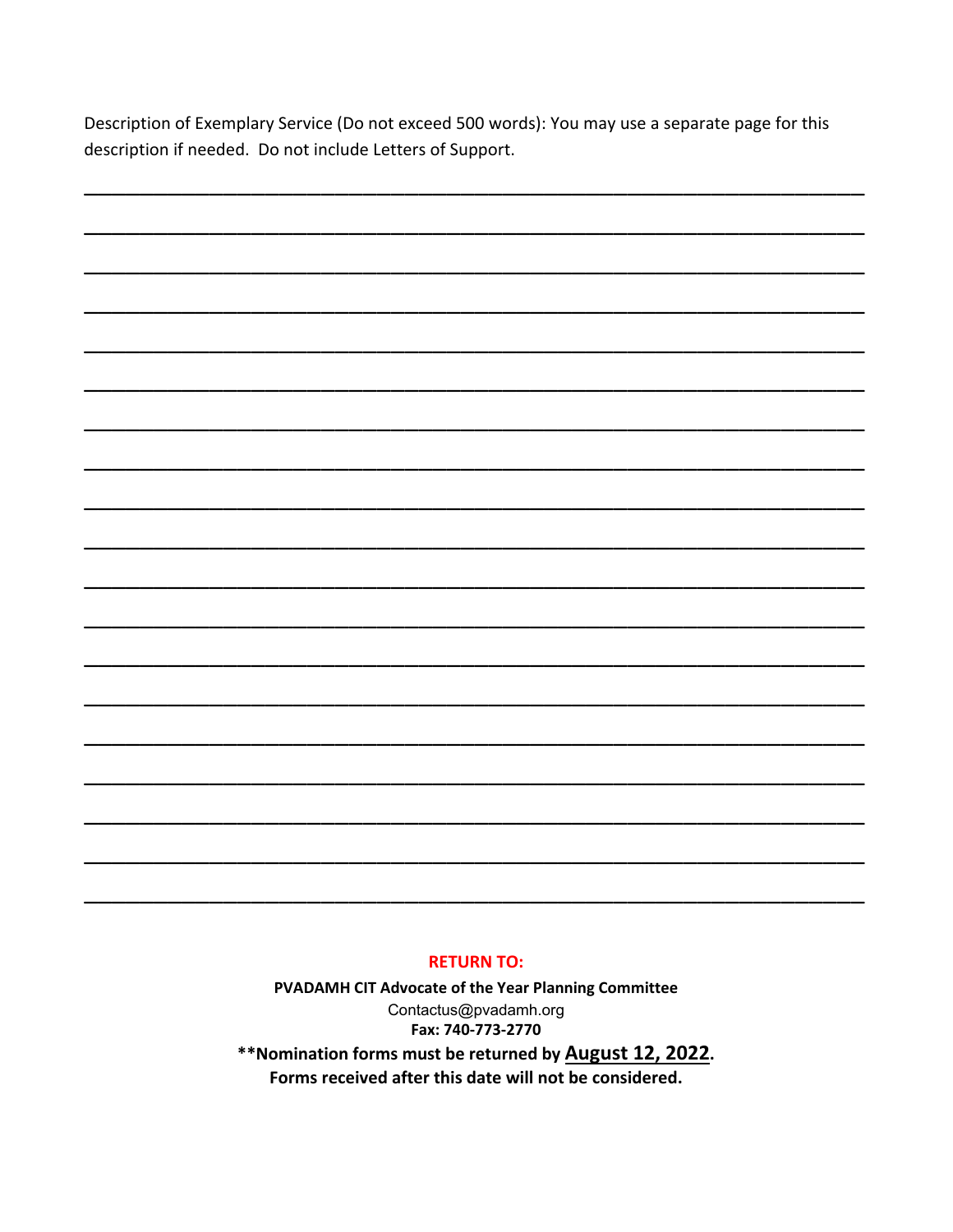Description of Exemplary Service (Do not exceed 500 words): You may use a separate page for this description if needed. Do not include Letters of Support.

___________________________________________________________________________

___________________________________________________________________________

___________________________________________________________________________

___________________________________________________________________________

___________________________________________________________________________

___________________________________________________________________________

___________________________________________________________________________

___________________________________________________________________________

___________________________________________________________________________

___________________________________________________________________________

___________________________________________________________________________

___________________________________________________________________________

___________________________________________________________________________

___________________________________________________________________________

___________________________________________________________________________

___________________________________________________________________________

___________________________________________________________________________

___________________________________________________________________________

___________________________________________________________________________

**RETURN TO:**

**PVADAMH CIT Advocate of the Year Planning Committee**

Contactus@pvadamh.org

**Fax: 740-773-2770**

****Nomination forms must be returned by August 12, 2022.**

**Forms received after this date will not be considered.**